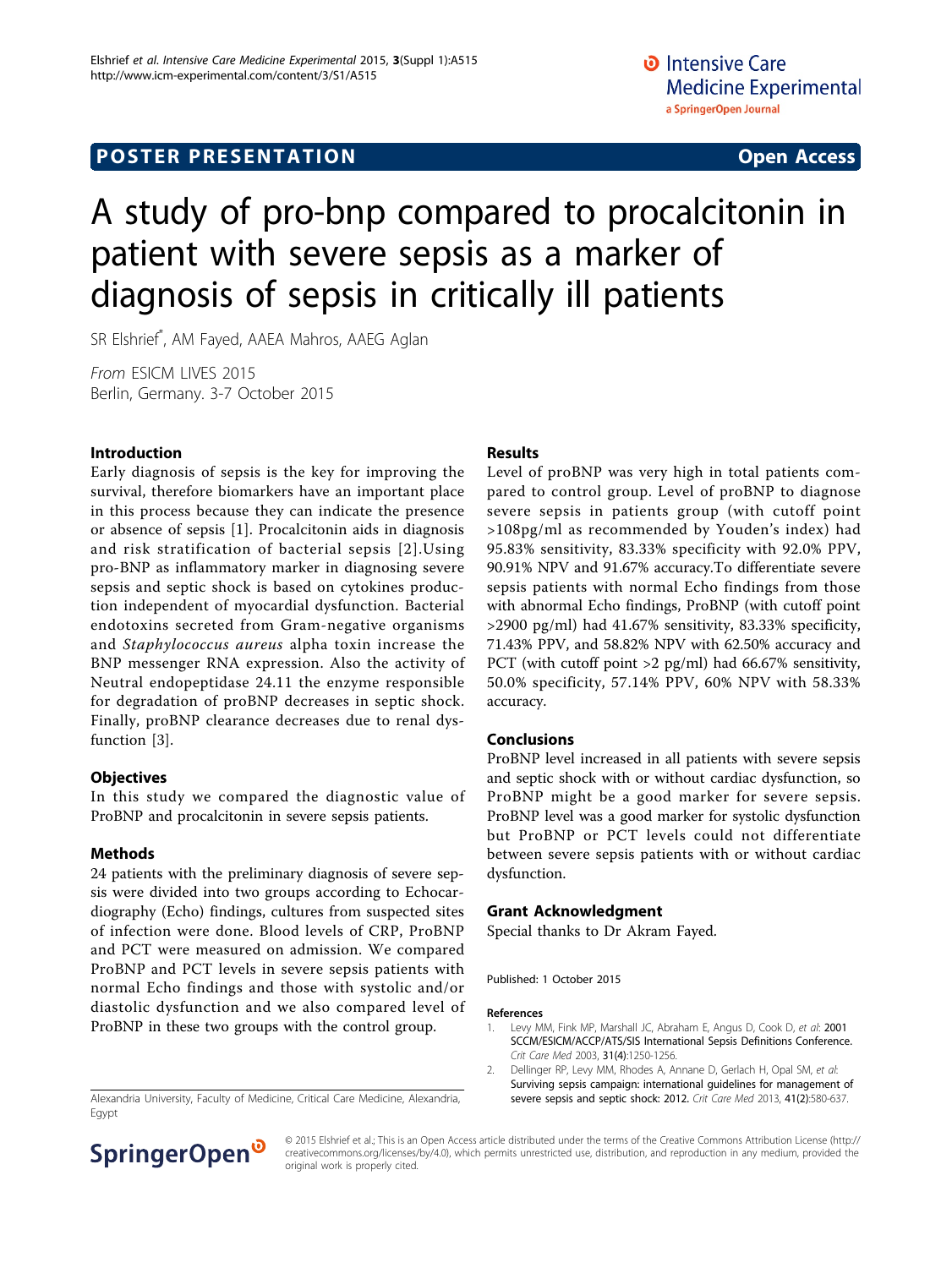POSTER PRESENTATION Open Access

# A study of pro-bnp compared to procalcitonin in patient with severe sepsis as a marker of diagnosis of sepsis in critically ill patients

SR Elshrief*, AM Fayed, AAEA Mahros, AAEG Aglan

From ESICM LIVES 2015
Berlin, Germany. 3-7 October 2015

## Introduction

Early diagnosis of sepsis is the key for improving the survival, therefore biomarkers have an important place in this process because they can indicate the presence or absence of sepsis [1]. Procalcitonin aids in diagnosis and risk stratification of bacterial sepsis [2].Using pro-BNP as inflammatory marker in diagnosing severe sepsis and septic shock is based on cytokines production independent of myocardial dysfunction. Bacterial endotoxins secreted from Gram-negative organisms and *Staphylococcus aureus* alpha toxin increase the BNP messenger RNA expression. Also the activity of Neutral endopeptidase 24.11 the enzyme responsible for degradation of proBNP decreases in septic shock. Finally, proBNP clearance decreases due to renal dysfunction [3].

## Objectives

In this study we compared the diagnostic value of ProBNP and procalcitonin in severe sepsis patients.

## Methods

24 patients with the preliminary diagnosis of severe sepsis were divided into two groups according to Echocardiography (Echo) findings, cultures from suspected sites of infection were done. Blood levels of CRP, ProBNP and PCT were measured on admission. We compared ProBNP and PCT levels in severe sepsis patients with normal Echo findings and those with systolic and/or diastolic dysfunction and we also compared level of ProBNP in these two groups with the control group.

## Results

Level of proBNP was very high in total patients compared to control group. Level of proBNP to diagnose severe sepsis in patients group (with cutoff point >108pg/ml as recommended by Youden's index) had 95.83% sensitivity, 83.33% specificity with 92.0% PPV, 90.91% NPV and 91.67% accuracy.To differentiate severe sepsis patients with normal Echo findings from those with abnormal Echo findings, ProBNP (with cutoff point >2900 pg/ml) had 41.67% sensitivity, 83.33% specificity, 71.43% PPV, and 58.82% NPV with 62.50% accuracy and PCT (with cutoff point >2 pg/ml) had 66.67% sensitivity, 50.0% specificity, 57.14% PPV, 60% NPV with 58.33% accuracy.

## Conclusions

ProBNP level increased in all patients with severe sepsis and septic shock with or without cardiac dysfunction, so ProBNP might be a good marker for severe sepsis. ProBNP level was a good marker for systolic dysfunction but ProBNP or PCT levels could not differentiate between severe sepsis patients with or without cardiac dysfunction.

## Grant Acknowledgment

Special thanks to Dr Akram Fayed.

Published: 1 October 2015

## References

1. Levy MM, Fink MP, Marshall JC, Abraham E, Angus D, Cook D, *et al*: **2001 SCCM/ESICM/ACCP/ATS/SIS International Sepsis Definitions Conference.** *Crit Care Med* 2003, **31(4)**:1250-1256.
2. Dellinger RP, Levy MM, Rhodes A, Annane D, Gerlach H, Opal SM, *et al*: **Surviving sepsis campaign: international guidelines for management of severe sepsis and septic shock: 2012.** *Crit Care Med* 2013, **41(2)**:580-637.

Alexandria University, Faculty of Medicine, Critical Care Medicine, Alexandria, Egypt

© 2015 Elshrief et al.; This is an Open Access article distributed under the terms of the Creative Commons Attribution License (http://creativecommons.org/licenses/by/4.0), which permits unrestricted use, distribution, and reproduction in any medium, provided the original work is properly cited.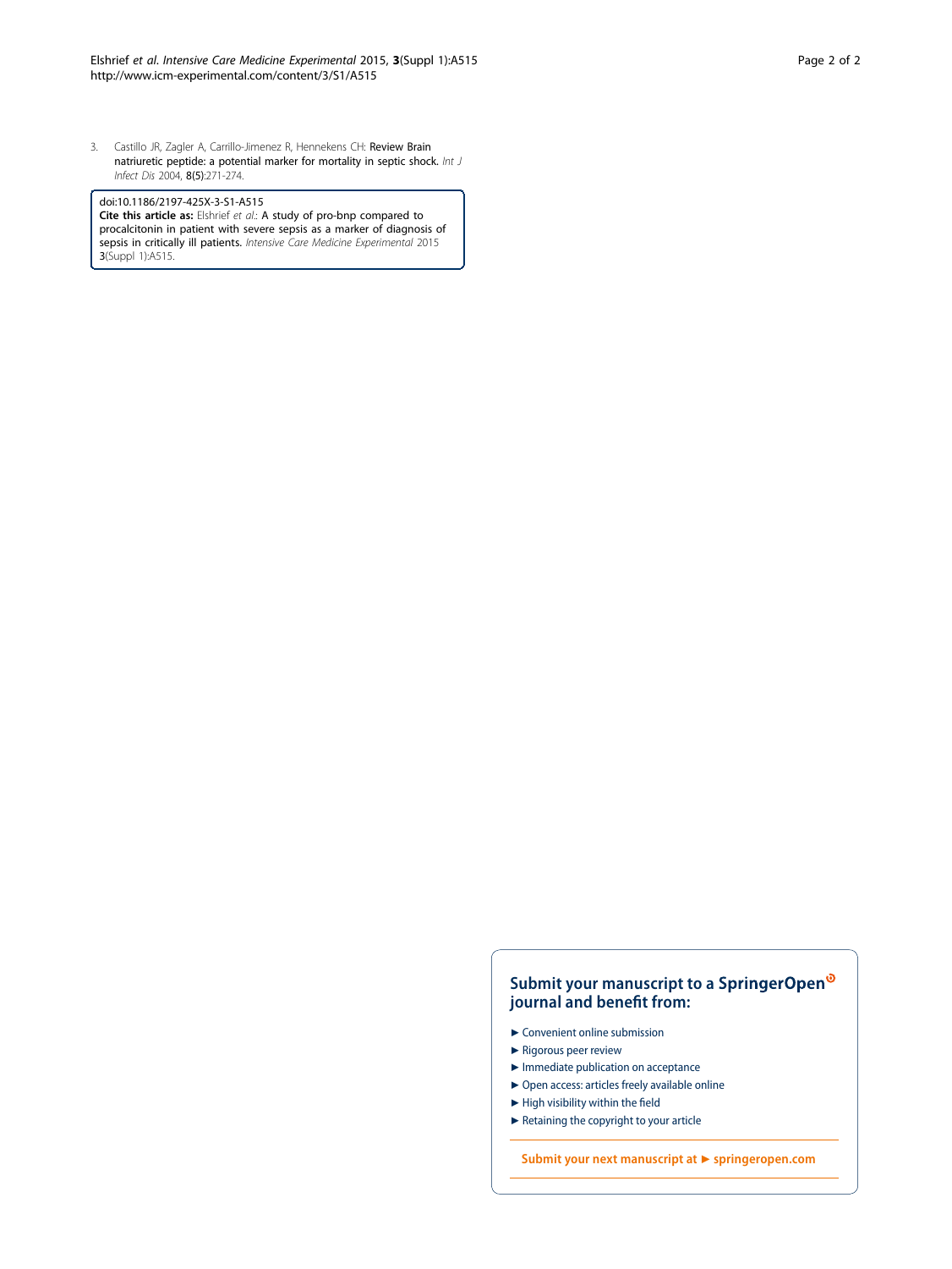3. Castillo JR, Zagler A, Carrillo-Jimenez R, Hennekens CH: **Review Brain natriuretic peptide: a potential marker for mortality in septic shock.** *Int J Infect Dis* 2004, **8(5)**:271-274.

doi:10.1186/2197-425X-3-S1-A515

**Cite this article as:** Elshrief *et al.*: A study of pro-bnp compared to procalcitonin in patient with severe sepsis as a marker of diagnosis of sepsis in critically ill patients. *Intensive Care Medicine Experimental* 2015 **3**(Suppl 1):A515.

**Submit your manuscript to a SpringerOpen journal and benefit from:**

- ► Convenient online submission
- ► Rigorous peer review
- ► Immediate publication on acceptance
- ► Open access: articles freely available online
- ► High visibility within the field
- ► Retaining the copyright to your article

**Submit your next manuscript at ► springeropen.com**